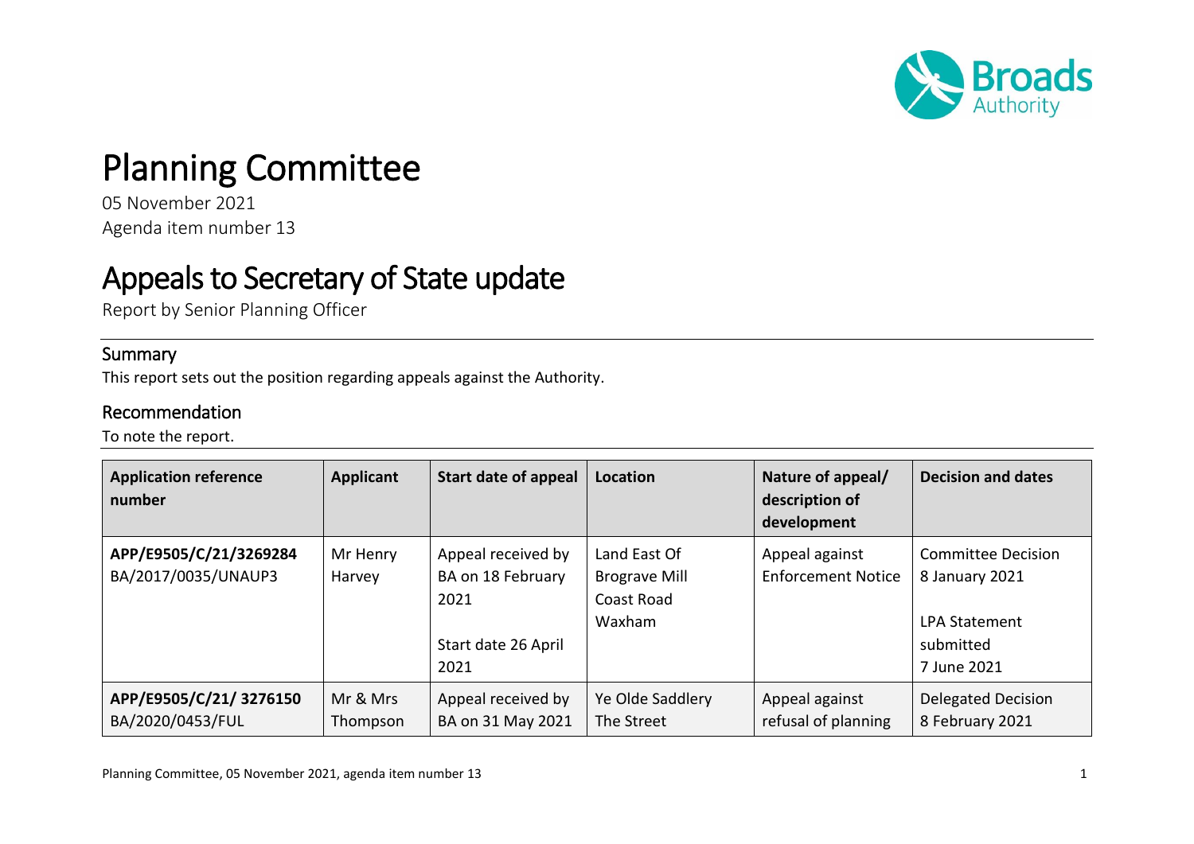# Planning Committee

05 November 2021

Agenda item number 13

# Appeals to Secretary of State update

Report by Senior Planning Officer

## Summary

This report sets out the position regarding appeals against the Authority.

## Recommendation

To note the report.

| Application reference number | Applicant | Start date of appeal | Location | Nature of appeal/ description of development | Decision and dates |
|---|---|---|---|---|---|
| **APP/E9505/C/21/3269284** BA/2017/0035/UNAUP3 | Mr Henry Harvey | Appeal received by BA on 18 February 2021<br><br>Start date 26 April 2021 | Land East Of Brograve Mill Coast Road Waxham | Appeal against Enforcement Notice | Committee Decision 8 January 2021<br><br>LPA Statement submitted 7 June 2021 |
| **APP/E9505/C/21/ 3276150** BA/2020/0453/FUL | Mr & Mrs Thompson | Appeal received by BA on 31 May 2021 | Ye Olde Saddlery The Street | Appeal against refusal of planning | Delegated Decision 8 February 2021 |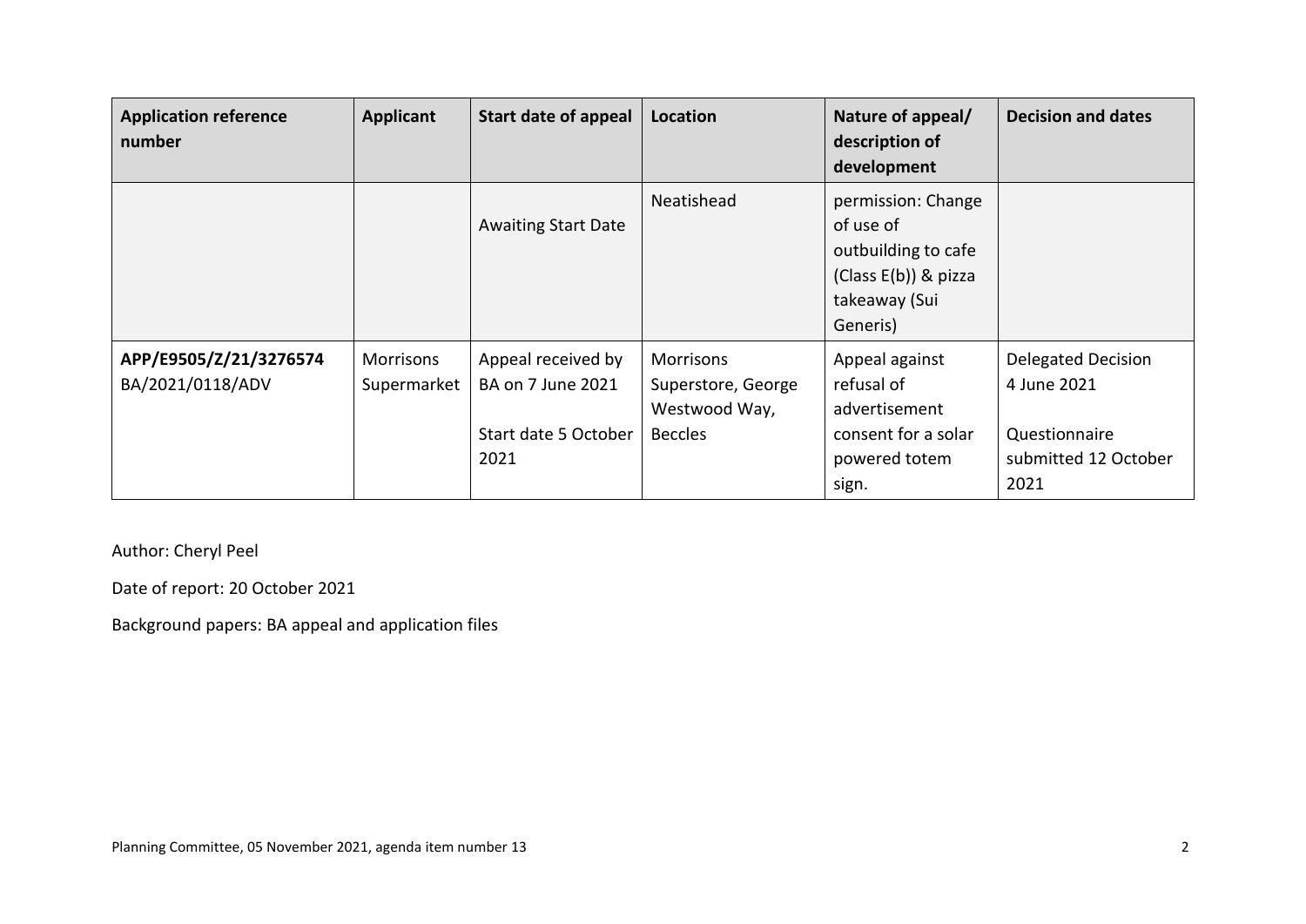| Application reference number | Applicant | Start date of appeal | Location | Nature of appeal/ description of development | Decision and dates |
|---|---|---|---|---|---|
| | | Awaiting Start Date | Neatishead | permission: Change of use of outbuilding to cafe (Class E(b)) & pizza takeaway (Sui Generis) | |
| **APP/E9505/Z/21/3276574** BA/2021/0118/ADV | Morrisons Supermarket | Appeal received by BA on 7 June 2021<br><br>Start date 5 October 2021 | Morrisons Superstore, George Westwood Way, Beccles | Appeal against refusal of advertisement consent for a solar powered totem sign. | Delegated Decision 4 June 2021<br><br>Questionnaire submitted 12 October 2021 |

Author: Cheryl Peel

Date of report: 20 October 2021

Background papers: BA appeal and application files